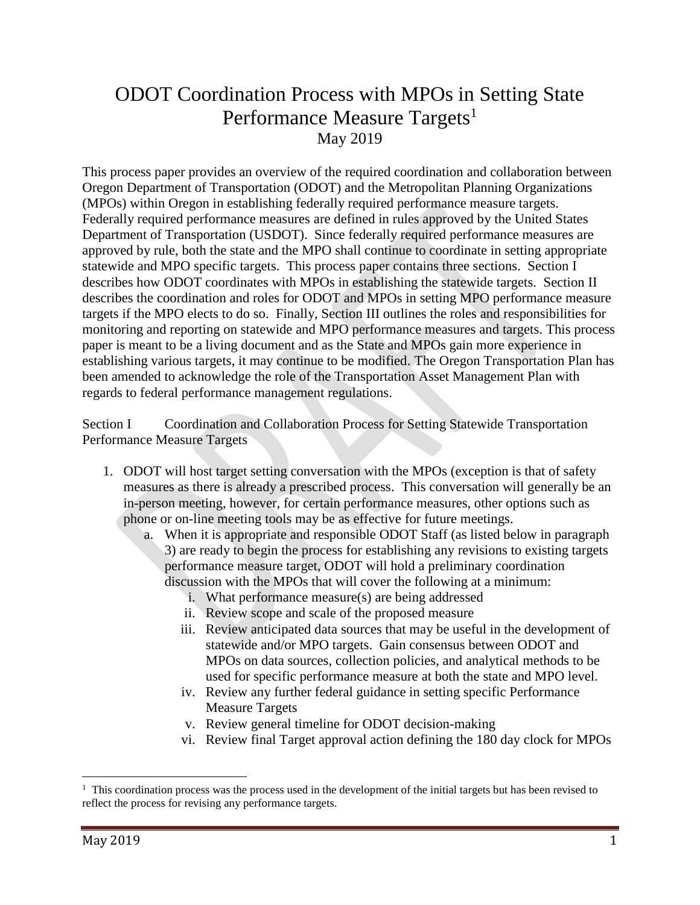# ODOT Coordination Process with MPOs in Setting State Performance Measure Targets[1]

May 2019

This process paper provides an overview of the required coordination and collaboration between Oregon Department of Transportation (ODOT) and the Metropolitan Planning Organizations (MPOs) within Oregon in establishing federally required performance measure targets. Federally required performance measures are defined in rules approved by the United States Department of Transportation (USDOT). Since federally required performance measures are approved by rule, both the state and the MPO shall continue to coordinate in setting appropriate statewide and MPO specific targets. This process paper contains three sections. Section I describes how ODOT coordinates with MPOs in establishing the statewide targets. Section II describes the coordination and roles for ODOT and MPOs in setting MPO performance measure targets if the MPO elects to do so. Finally, Section III outlines the roles and responsibilities for monitoring and reporting on statewide and MPO performance measures and targets. This process paper is meant to be a living document and as the State and MPOs gain more experience in establishing various targets, it may continue to be modified. The Oregon Transportation Plan has been amended to acknowledge the role of the Transportation Asset Management Plan with regards to federal performance management regulations.

## Section I Coordination and Collaboration Process for Setting Statewide Transportation Performance Measure Targets

1. ODOT will host target setting conversation with the MPOs (exception is that of safety measures as there is already a prescribed process. This conversation will generally be an in-person meeting, however, for certain performance measures, other options such as phone or on-line meeting tools may be as effective for future meetings.
   a. When it is appropriate and responsible ODOT Staff (as listed below in paragraph 3) are ready to begin the process for establishing any revisions to existing targets performance measure target, ODOT will hold a preliminary coordination discussion with the MPOs that will cover the following at a minimum:
      i. What performance measure(s) are being addressed
      ii. Review scope and scale of the proposed measure
      iii. Review anticipated data sources that may be useful in the development of statewide and/or MPO targets. Gain consensus between ODOT and MPOs on data sources, collection policies, and analytical methods to be used for specific performance measure at both the state and MPO level.
      iv. Review any further federal guidance in setting specific Performance Measure Targets
      v. Review general timeline for ODOT decision-making
      vi. Review final Target approval action defining the 180 day clock for MPOs

[1] This coordination process was the process used in the development of the initial targets but has been revised to reflect the process for revising any performance targets.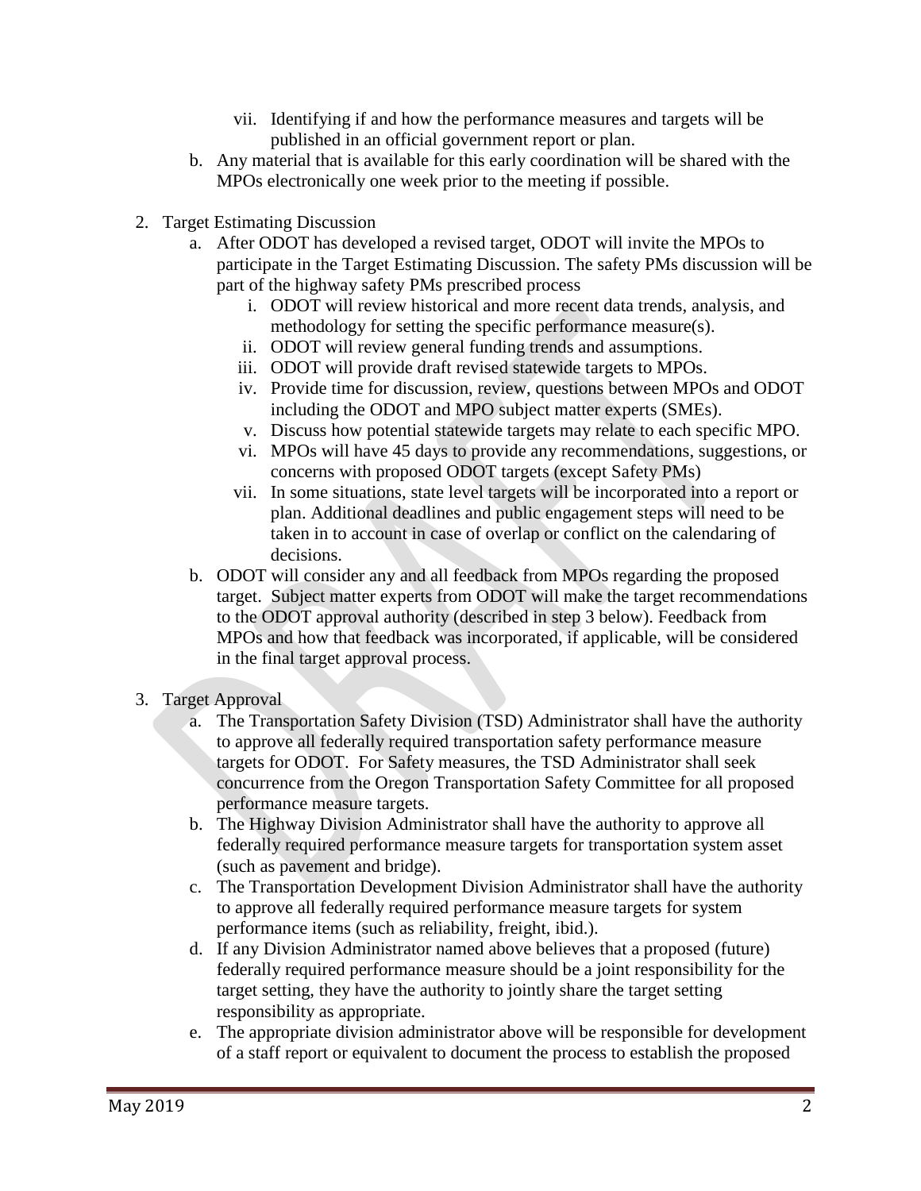vii. Identifying if and how the performance measures and targets will be published in an official government report or plan.

b. Any material that is available for this early coordination will be shared with the MPOs electronically one week prior to the meeting if possible.

2. Target Estimating Discussion
   a. After ODOT has developed a revised target, ODOT will invite the MPOs to participate in the Target Estimating Discussion. The safety PMs discussion will be part of the highway safety PMs prescribed process
      i. ODOT will review historical and more recent data trends, analysis, and methodology for setting the specific performance measure(s).
      ii. ODOT will review general funding trends and assumptions.
      iii. ODOT will provide draft revised statewide targets to MPOs.
      iv. Provide time for discussion, review, questions between MPOs and ODOT including the ODOT and MPO subject matter experts (SMEs).
      v. Discuss how potential statewide targets may relate to each specific MPO.
      vi. MPOs will have 45 days to provide any recommendations, suggestions, or concerns with proposed ODOT targets (except Safety PMs)
      vii. In some situations, state level targets will be incorporated into a report or plan. Additional deadlines and public engagement steps will need to be taken in to account in case of overlap or conflict on the calendaring of decisions.
   b. ODOT will consider any and all feedback from MPOs regarding the proposed target. Subject matter experts from ODOT will make the target recommendations to the ODOT approval authority (described in step 3 below). Feedback from MPOs and how that feedback was incorporated, if applicable, will be considered in the final target approval process.

3. Target Approval
   a. The Transportation Safety Division (TSD) Administrator shall have the authority to approve all federally required transportation safety performance measure targets for ODOT. For Safety measures, the TSD Administrator shall seek concurrence from the Oregon Transportation Safety Committee for all proposed performance measure targets.
   b. The Highway Division Administrator shall have the authority to approve all federally required performance measure targets for transportation system asset (such as pavement and bridge).
   c. The Transportation Development Division Administrator shall have the authority to approve all federally required performance measure targets for system performance items (such as reliability, freight, ibid.).
   d. If any Division Administrator named above believes that a proposed (future) federally required performance measure should be a joint responsibility for the target setting, they have the authority to jointly share the target setting responsibility as appropriate.
   e. The appropriate division administrator above will be responsible for development of a staff report or equivalent to document the process to establish the proposed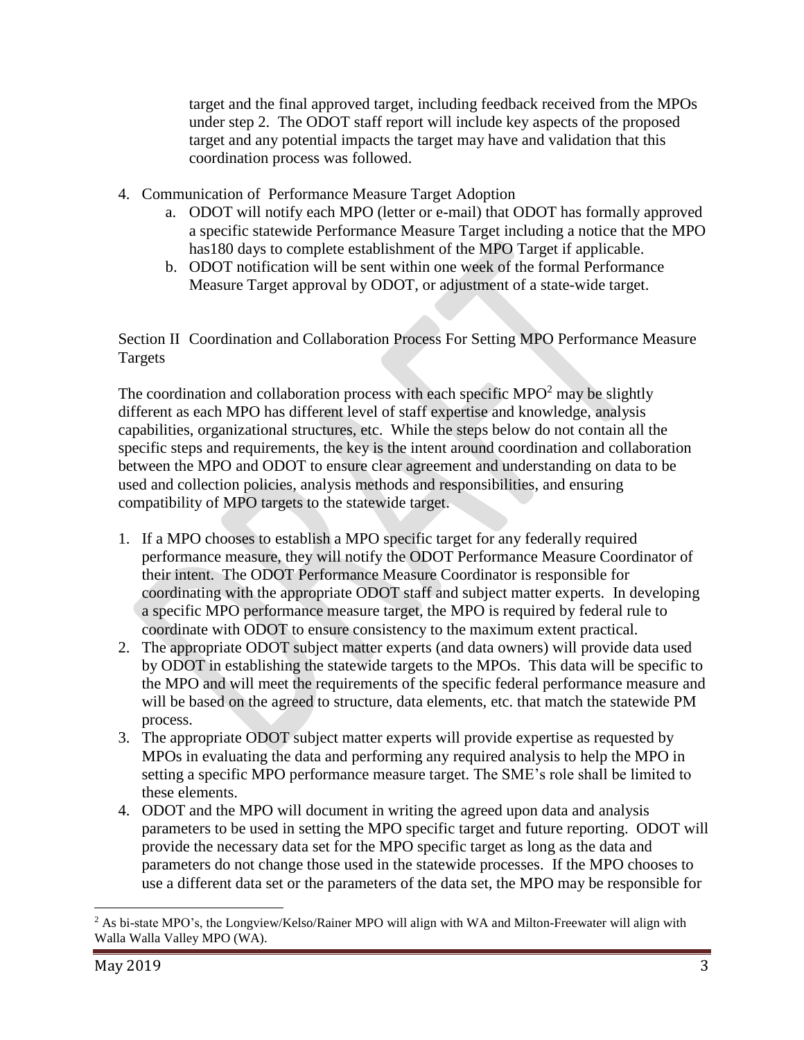target and the final approved target, including feedback received from the MPOs under step 2. The ODOT staff report will include key aspects of the proposed target and any potential impacts the target may have and validation that this coordination process was followed.

4. Communication of Performance Measure Target Adoption
   a. ODOT will notify each MPO (letter or e-mail) that ODOT has formally approved a specific statewide Performance Measure Target including a notice that the MPO has180 days to complete establishment of the MPO Target if applicable.
   b. ODOT notification will be sent within one week of the formal Performance Measure Target approval by ODOT, or adjustment of a state-wide target.

## Section II Coordination and Collaboration Process For Setting MPO Performance Measure Targets

The coordination and collaboration process with each specific MPO[2] may be slightly different as each MPO has different level of staff expertise and knowledge, analysis capabilities, organizational structures, etc. While the steps below do not contain all the specific steps and requirements, the key is the intent around coordination and collaboration between the MPO and ODOT to ensure clear agreement and understanding on data to be used and collection policies, analysis methods and responsibilities, and ensuring compatibility of MPO targets to the statewide target.

1. If a MPO chooses to establish a MPO specific target for any federally required performance measure, they will notify the ODOT Performance Measure Coordinator of their intent. The ODOT Performance Measure Coordinator is responsible for coordinating with the appropriate ODOT staff and subject matter experts. In developing a specific MPO performance measure target, the MPO is required by federal rule to coordinate with ODOT to ensure consistency to the maximum extent practical.
2. The appropriate ODOT subject matter experts (and data owners) will provide data used by ODOT in establishing the statewide targets to the MPOs. This data will be specific to the MPO and will meet the requirements of the specific federal performance measure and will be based on the agreed to structure, data elements, etc. that match the statewide PM process.
3. The appropriate ODOT subject matter experts will provide expertise as requested by MPOs in evaluating the data and performing any required analysis to help the MPO in setting a specific MPO performance measure target. The SME's role shall be limited to these elements.
4. ODOT and the MPO will document in writing the agreed upon data and analysis parameters to be used in setting the MPO specific target and future reporting. ODOT will provide the necessary data set for the MPO specific target as long as the data and parameters do not change those used in the statewide processes. If the MPO chooses to use a different data set or the parameters of the data set, the MPO may be responsible for

[2] As bi-state MPO's, the Longview/Kelso/Rainer MPO will align with WA and Milton-Freewater will align with Walla Walla Valley MPO (WA).

May 2019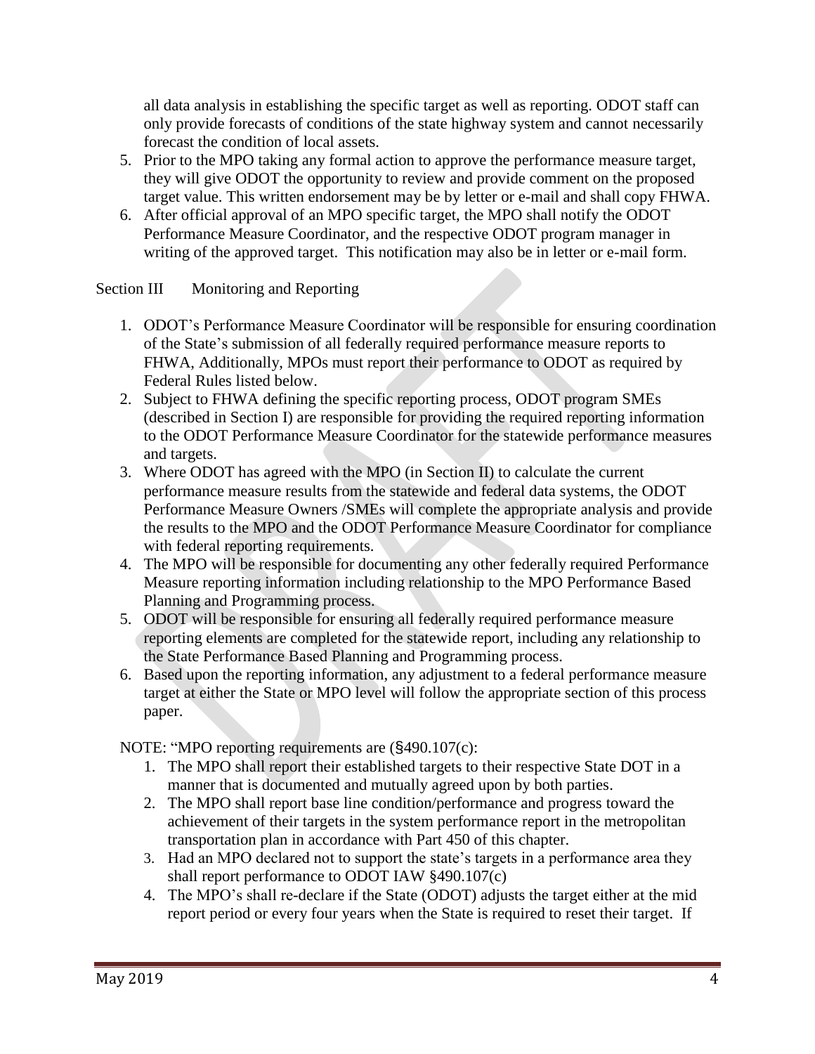all data analysis in establishing the specific target as well as reporting. ODOT staff can only provide forecasts of conditions of the state highway system and cannot necessarily forecast the condition of local assets.

5. Prior to the MPO taking any formal action to approve the performance measure target, they will give ODOT the opportunity to review and provide comment on the proposed target value. This written endorsement may be by letter or e-mail and shall copy FHWA.
6. After official approval of an MPO specific target, the MPO shall notify the ODOT Performance Measure Coordinator, and the respective ODOT program manager in writing of the approved target. This notification may also be in letter or e-mail form.

Section III Monitoring and Reporting

1. ODOT's Performance Measure Coordinator will be responsible for ensuring coordination of the State's submission of all federally required performance measure reports to FHWA, Additionally, MPOs must report their performance to ODOT as required by Federal Rules listed below.
2. Subject to FHWA defining the specific reporting process, ODOT program SMEs (described in Section I) are responsible for providing the required reporting information to the ODOT Performance Measure Coordinator for the statewide performance measures and targets.
3. Where ODOT has agreed with the MPO (in Section II) to calculate the current performance measure results from the statewide and federal data systems, the ODOT Performance Measure Owners /SMEs will complete the appropriate analysis and provide the results to the MPO and the ODOT Performance Measure Coordinator for compliance with federal reporting requirements.
4. The MPO will be responsible for documenting any other federally required Performance Measure reporting information including relationship to the MPO Performance Based Planning and Programming process.
5. ODOT will be responsible for ensuring all federally required performance measure reporting elements are completed for the statewide report, including any relationship to the State Performance Based Planning and Programming process.
6. Based upon the reporting information, any adjustment to a federal performance measure target at either the State or MPO level will follow the appropriate section of this process paper.

NOTE: "MPO reporting requirements are (§490.107(c):

1. The MPO shall report their established targets to their respective State DOT in a manner that is documented and mutually agreed upon by both parties.
2. The MPO shall report base line condition/performance and progress toward the achievement of their targets in the system performance report in the metropolitan transportation plan in accordance with Part 450 of this chapter.
3. Had an MPO declared not to support the state's targets in a performance area they shall report performance to ODOT IAW §490.107(c)
4. The MPO's shall re-declare if the State (ODOT) adjusts the target either at the mid report period or every four years when the State is required to reset their target. If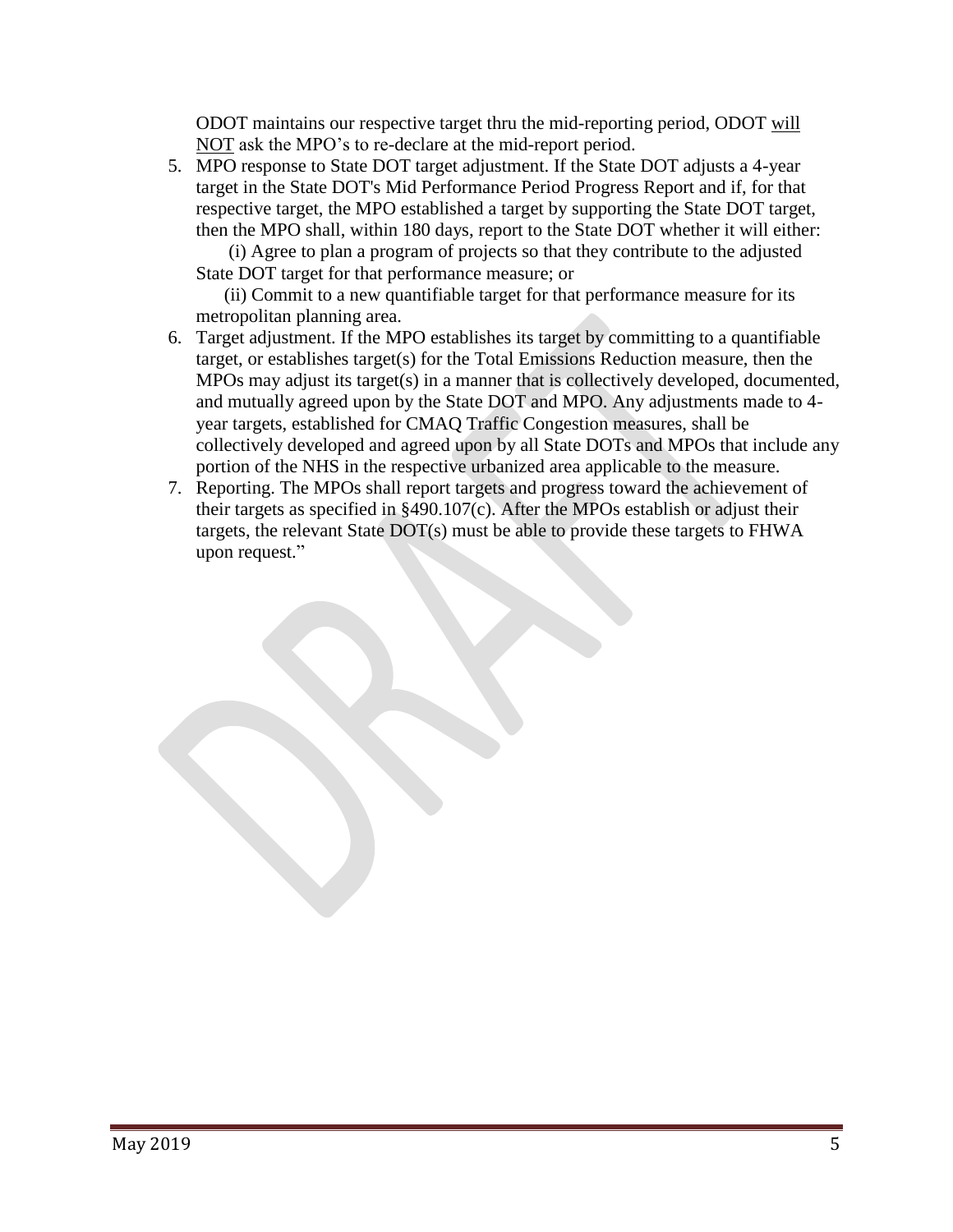ODOT maintains our respective target thru the mid-reporting period, ODOT <u>will NOT</u> ask the MPO's to re-declare at the mid-report period.

5. MPO response to State DOT target adjustment. If the State DOT adjusts a 4-year target in the State DOT's Mid Performance Period Progress Report and if, for that respective target, the MPO established a target by supporting the State DOT target, then the MPO shall, within 180 days, report to the State DOT whether it will either:

   (i) Agree to plan a program of projects so that they contribute to the adjusted State DOT target for that performance measure; or

   (ii) Commit to a new quantifiable target for that performance measure for its metropolitan planning area.
6. Target adjustment. If the MPO establishes its target by committing to a quantifiable target, or establishes target(s) for the Total Emissions Reduction measure, then the MPOs may adjust its target(s) in a manner that is collectively developed, documented, and mutually agreed upon by the State DOT and MPO. Any adjustments made to 4-year targets, established for CMAQ Traffic Congestion measures, shall be collectively developed and agreed upon by all State DOTs and MPOs that include any portion of the NHS in the respective urbanized area applicable to the measure.
7. Reporting. The MPOs shall report targets and progress toward the achievement of their targets as specified in §490.107(c). After the MPOs establish or adjust their targets, the relevant State DOT(s) must be able to provide these targets to FHWA upon request."